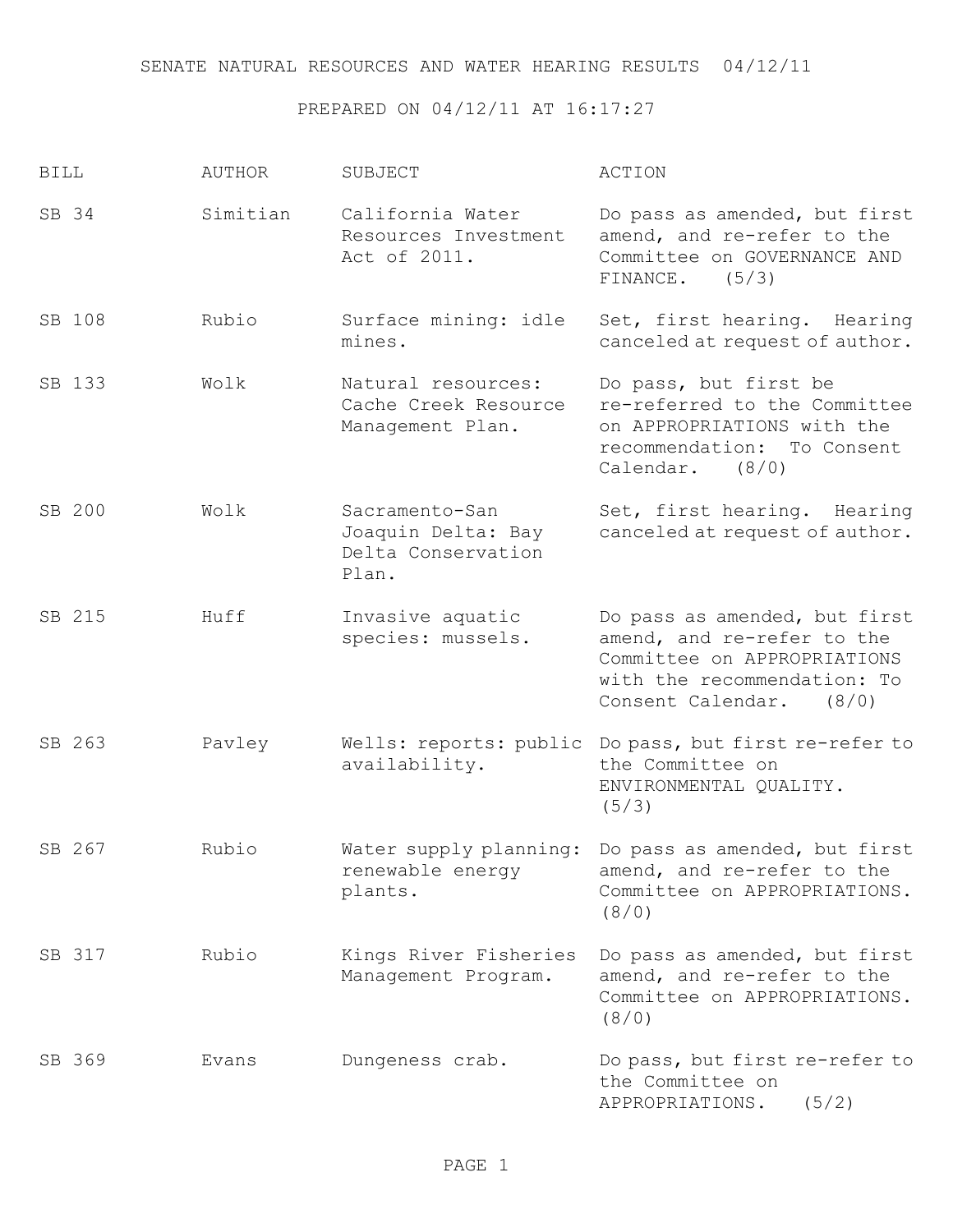SENATE NATURAL RESOURCES AND WATER HEARING RESULTS 04/12/11

PREPARED ON 04/12/11 AT 16:17:27

| BILL | AUTHOR | SUBJECT | ACTION |
|---|---|---|---|
| SB 34 | Simitian | California Water Resources Investment Act of 2011. | Do pass as amended, but first amend, and re-refer to the Committee on GOVERNANCE AND FINANCE. (5/3) |
| SB 108 | Rubio | Surface mining: idle mines. | Set, first hearing. Hearing canceled at request of author. |
| SB 133 | Wolk | Natural resources: Cache Creek Resource Management Plan. | Do pass, but first be re-referred to the Committee on APPROPRIATIONS with the recommendation: To Consent Calendar. (8/0) |
| SB 200 | Wolk | Sacramento-San Joaquin Delta: Bay Delta Conservation Plan. | Set, first hearing. Hearing canceled at request of author. |
| SB 215 | Huff | Invasive aquatic species: mussels. | Do pass as amended, but first amend, and re-refer to the Committee on APPROPRIATIONS with the recommendation: To Consent Calendar. (8/0) |
| SB 263 | Pavley | Wells: reports: public availability. | Do pass, but first re-refer to the Committee on ENVIRONMENTAL QUALITY. (5/3) |
| SB 267 | Rubio | Water supply planning: renewable energy plants. | Do pass as amended, but first amend, and re-refer to the Committee on APPROPRIATIONS. (8/0) |
| SB 317 | Rubio | Kings River Fisheries Management Program. | Do pass as amended, but first amend, and re-refer to the Committee on APPROPRIATIONS. (8/0) |
| SB 369 | Evans | Dungeness crab. | Do pass, but first re-refer to the Committee on APPROPRIATIONS. (5/2) |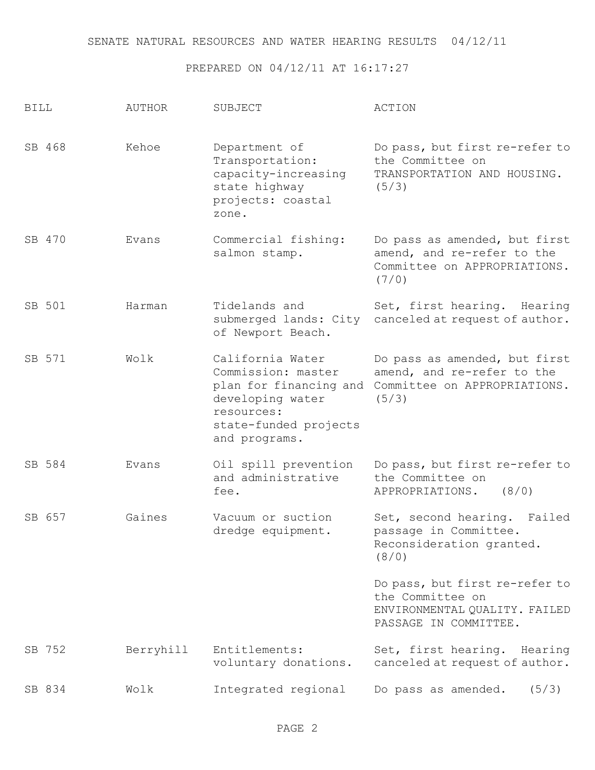SENATE NATURAL RESOURCES AND WATER HEARING RESULTS 04/12/11

PREPARED ON 04/12/11 AT 16:17:27

| BILL | AUTHOR | SUBJECT | ACTION |
|---|---|---|---|
| SB 468 | Kehoe | Department of Transportation: capacity-increasing state highway projects: coastal zone. | Do pass, but first re-refer to the Committee on TRANSPORTATION AND HOUSING. (5/3) |
| SB 470 | Evans | Commercial fishing: salmon stamp. | Do pass as amended, but first amend, and re-refer to the Committee on APPROPRIATIONS. (7/0) |
| SB 501 | Harman | Tidelands and submerged lands: City of Newport Beach. | Set, first hearing. Hearing canceled at request of author. |
| SB 571 | Wolk | California Water Commission: master plan for financing and developing water resources: state-funded projects and programs. | Do pass as amended, but first amend, and re-refer to the Committee on APPROPRIATIONS. (5/3) |
| SB 584 | Evans | Oil spill prevention and administrative fee. | Do pass, but first re-refer to the Committee on APPROPRIATIONS. (8/0) |
| SB 657 | Gaines | Vacuum or suction dredge equipment. | Set, second hearing. Failed passage in Committee. Reconsideration granted. (8/0) |
| | | | Do pass, but first re-refer to the Committee on ENVIRONMENTAL QUALITY. FAILED PASSAGE IN COMMITTEE. |
| SB 752 | Berryhill | Entitlements: voluntary donations. | Set, first hearing. Hearing canceled at request of author. |
| SB 834 | Wolk | Integrated regional | Do pass as amended. (5/3) |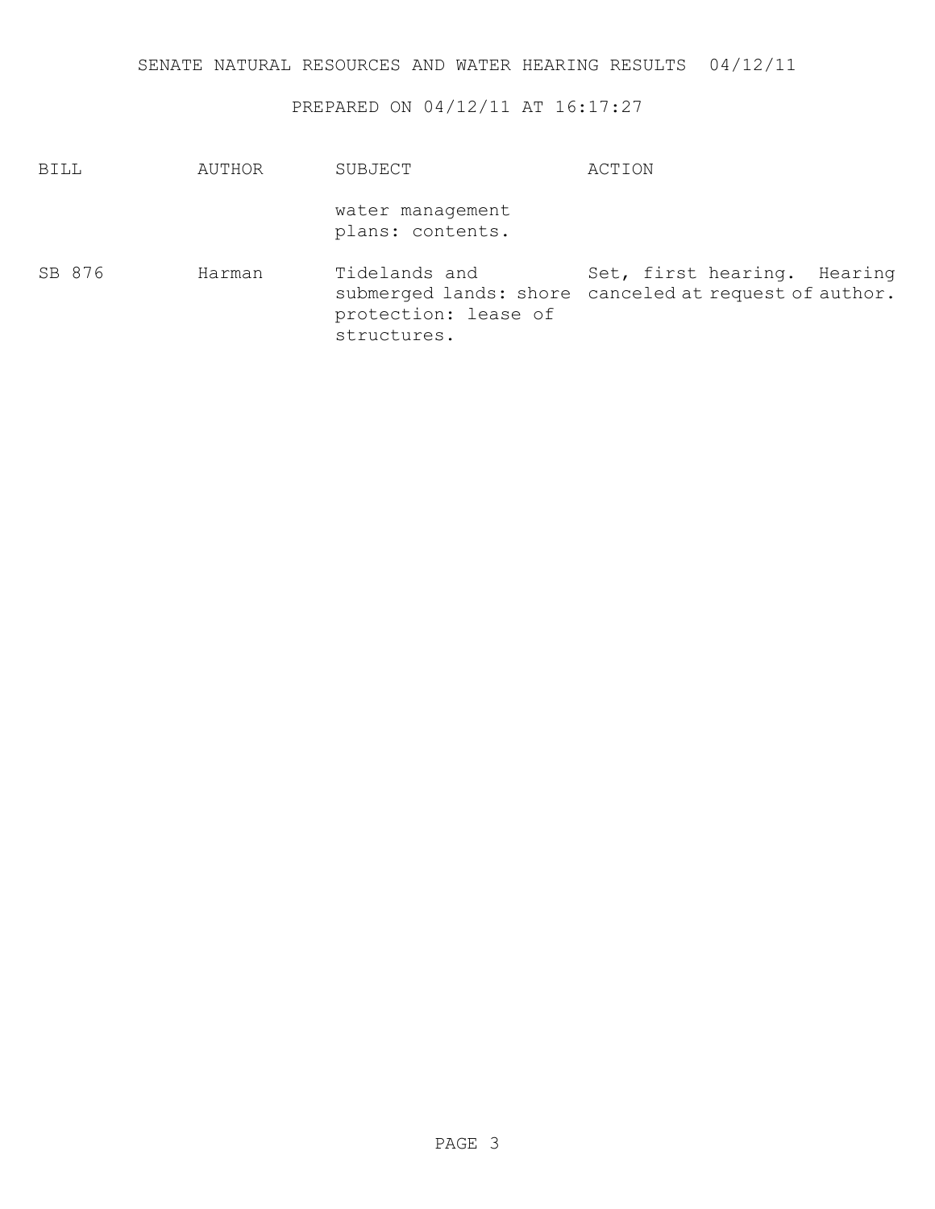SENATE NATURAL RESOURCES AND WATER HEARING RESULTS 04/12/11

PREPARED ON 04/12/11 AT 16:17:27

| BILL | AUTHOR | SUBJECT | ACTION |
| --- | --- | --- | --- |
| | | water management plans: contents. | |
| SB 876 | Harman | Tidelands and submerged lands: shore protection: lease of structures. | Set, first hearing. Hearing canceled at request of author. |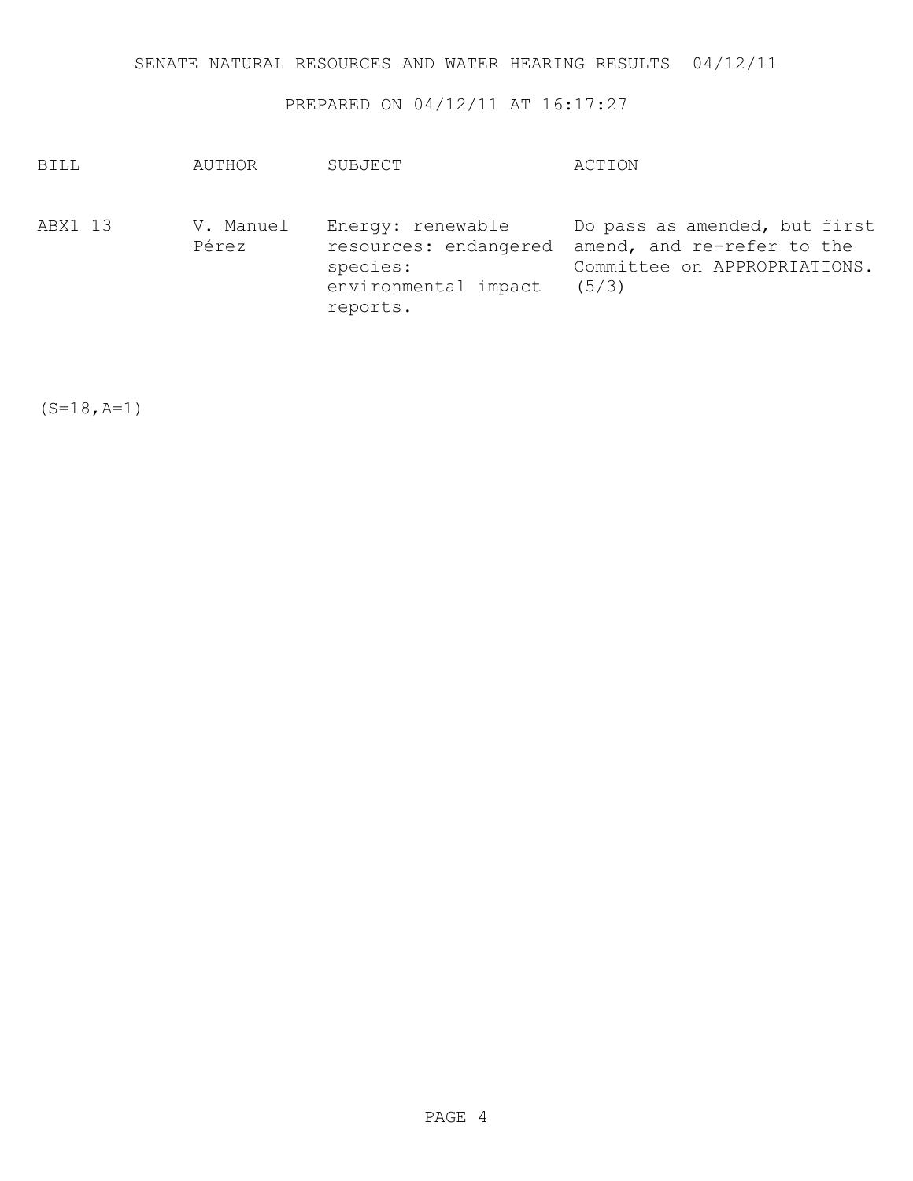# SENATE NATURAL RESOURCES AND WATER HEARING RESULTS 04/12/11

PREPARED ON 04/12/11 AT 16:17:27

| BILL | AUTHOR | SUBJECT | ACTION |
| --- | --- | --- | --- |
| ABX1 13 | V. Manuel Pérez | Energy: renewable resources: endangered species: environmental impact reports. | Do pass as amended, but first amend, and re-refer to the Committee on APPROPRIATIONS. (5/3) |

(S=18,A=1)